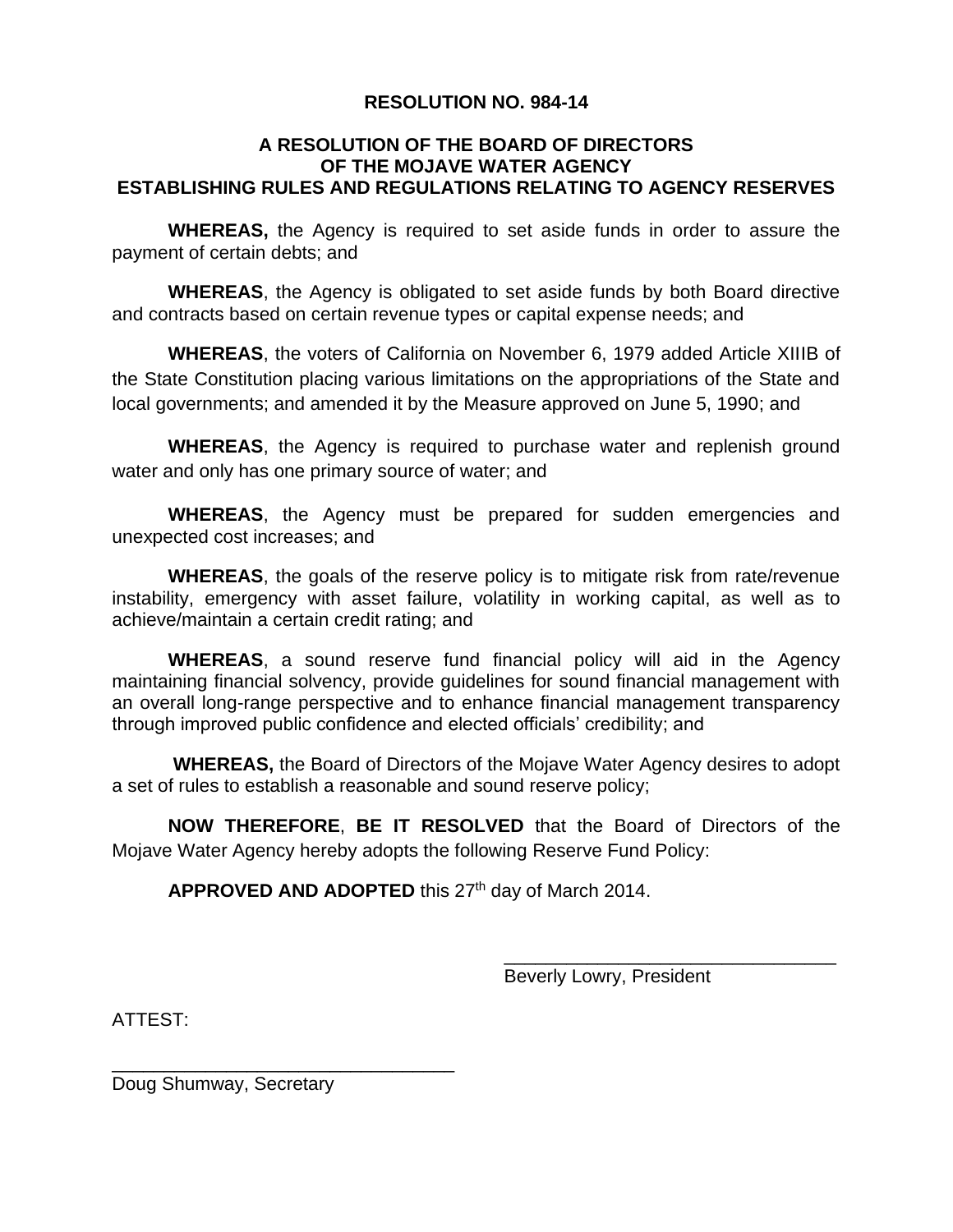# RESOLUTION NO. 984-14

## A RESOLUTION OF THE BOARD OF DIRECTORS OF THE MOJAVE WATER AGENCY ESTABLISHING RULES AND REGULATIONS RELATING TO AGENCY RESERVES

**WHEREAS,** the Agency is required to set aside funds in order to assure the payment of certain debts; and

**WHEREAS**, the Agency is obligated to set aside funds by both Board directive and contracts based on certain revenue types or capital expense needs; and

**WHEREAS**, the voters of California on November 6, 1979 added Article XIIIB of the State Constitution placing various limitations on the appropriations of the State and local governments; and amended it by the Measure approved on June 5, 1990; and

**WHEREAS**, the Agency is required to purchase water and replenish ground water and only has one primary source of water; and

**WHEREAS**, the Agency must be prepared for sudden emergencies and unexpected cost increases; and

**WHEREAS**, the goals of the reserve policy is to mitigate risk from rate/revenue instability, emergency with asset failure, volatility in working capital, as well as to achieve/maintain a certain credit rating; and

**WHEREAS**, a sound reserve fund financial policy will aid in the Agency maintaining financial solvency, provide guidelines for sound financial management with an overall long-range perspective and to enhance financial management transparency through improved public confidence and elected officials' credibility; and

**WHEREAS,** the Board of Directors of the Mojave Water Agency desires to adopt a set of rules to establish a reasonable and sound reserve policy;

**NOW THEREFORE**, **BE IT RESOLVED** that the Board of Directors of the Mojave Water Agency hereby adopts the following Reserve Fund Policy:

**APPROVED AND ADOPTED** this 27th day of March 2014.

\_\_\_\_\_\_\_\_\_\_\_\_\_\_\_\_\_\_\_\_\_\_\_\_\_\_\_\_\_\_\_\_

Beverly Lowry, President

ATTEST:

\_\_\_\_\_\_\_\_\_\_\_\_\_\_\_\_\_\_\_\_\_\_\_\_\_\_\_\_\_\_\_\_

Doug Shumway, Secretary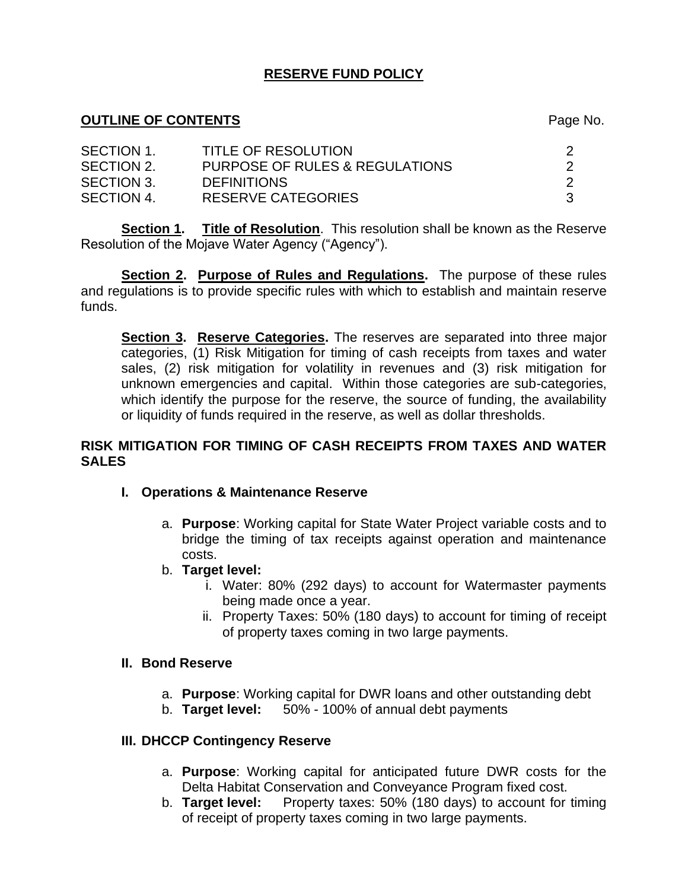## RESERVE FUND POLICY

**OUTLINE OF CONTENTS** Page No.

| | | |
|---|---|---|
| SECTION 1. | TITLE OF RESOLUTION | 2 |
| SECTION 2. | PURPOSE OF RULES & REGULATIONS | 2 |
| SECTION 3. | DEFINITIONS | 2 |
| SECTION 4. | RESERVE CATEGORIES | 3 |

**Section 1. Title of Resolution**. This resolution shall be known as the Reserve Resolution of the Mojave Water Agency ("Agency").

**Section 2. Purpose of Rules and Regulations.** The purpose of these rules and regulations is to provide specific rules with which to establish and maintain reserve funds.

**Section 3. Reserve Categories.** The reserves are separated into three major categories, (1) Risk Mitigation for timing of cash receipts from taxes and water sales, (2) risk mitigation for volatility in revenues and (3) risk mitigation for unknown emergencies and capital. Within those categories are sub-categories, which identify the purpose for the reserve, the source of funding, the availability or liquidity of funds required in the reserve, as well as dollar thresholds.

### RISK MITIGATION FOR TIMING OF CASH RECEIPTS FROM TAXES AND WATER SALES

#### I. Operations & Maintenance Reserve

a. **Purpose**: Working capital for State Water Project variable costs and to bridge the timing of tax receipts against operation and maintenance costs.

b. **Target level:**
   i. Water: 80% (292 days) to account for Watermaster payments being made once a year.
   ii. Property Taxes: 50% (180 days) to account for timing of receipt of property taxes coming in two large payments.

#### II. Bond Reserve

a. **Purpose**: Working capital for DWR loans and other outstanding debt

b. **Target level:** 50% - 100% of annual debt payments

#### III. DHCCP Contingency Reserve

a. **Purpose**: Working capital for anticipated future DWR costs for the Delta Habitat Conservation and Conveyance Program fixed cost.

b. **Target level:** Property taxes: 50% (180 days) to account for timing of receipt of property taxes coming in two large payments.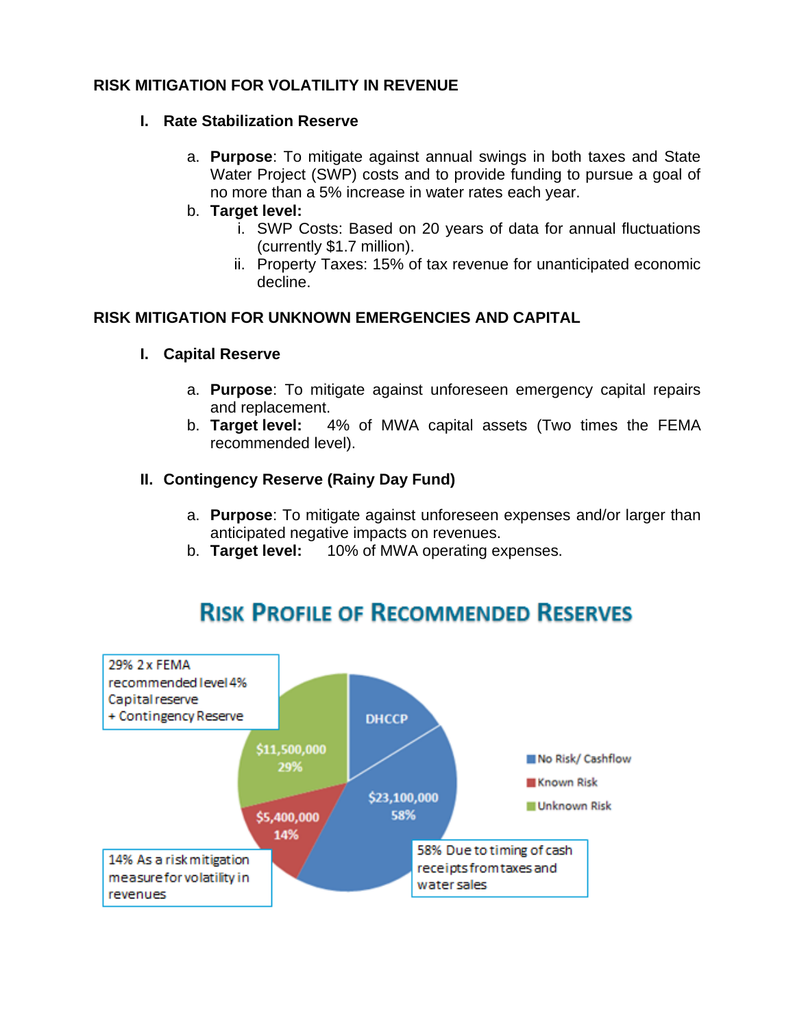## RISK MITIGATION FOR VOLATILITY IN REVENUE

### I. Rate Stabilization Reserve

a. **Purpose**: To mitigate against annual swings in both taxes and State Water Project (SWP) costs and to provide funding to pursue a goal of no more than a 5% increase in water rates each year.

b. **Target level:**

   i. SWP Costs: Based on 20 years of data for annual fluctuations (currently $1.7 million).

   ii. Property Taxes: 15% of tax revenue for unanticipated economic decline.

## RISK MITIGATION FOR UNKNOWN EMERGENCIES AND CAPITAL

### I. Capital Reserve

a. **Purpose**: To mitigate against unforeseen emergency capital repairs and replacement.

b. **Target level:** 4% of MWA capital assets (Two times the FEMA recommended level).

### II. Contingency Reserve (Rainy Day Fund)

a. **Purpose**: To mitigate against unforeseen expenses and/or larger than anticipated negative impacts on revenues.

b. **Target level:** 10% of MWA operating expenses.

## RISK PROFILE OF RECOMMENDED RESERVES

29% 2 x FEMA recommended level 4% Capital reserve + Contingency Reserve

$11,500,000
29%

DHCCP

$23,100,000
58%

$5,400,000
14%

No Risk/ Cashflow

Known Risk

Unknown Risk

14% As a risk mitigation measure for volatility in revenues

58% Due to timing of cash receipts from taxes and water sales